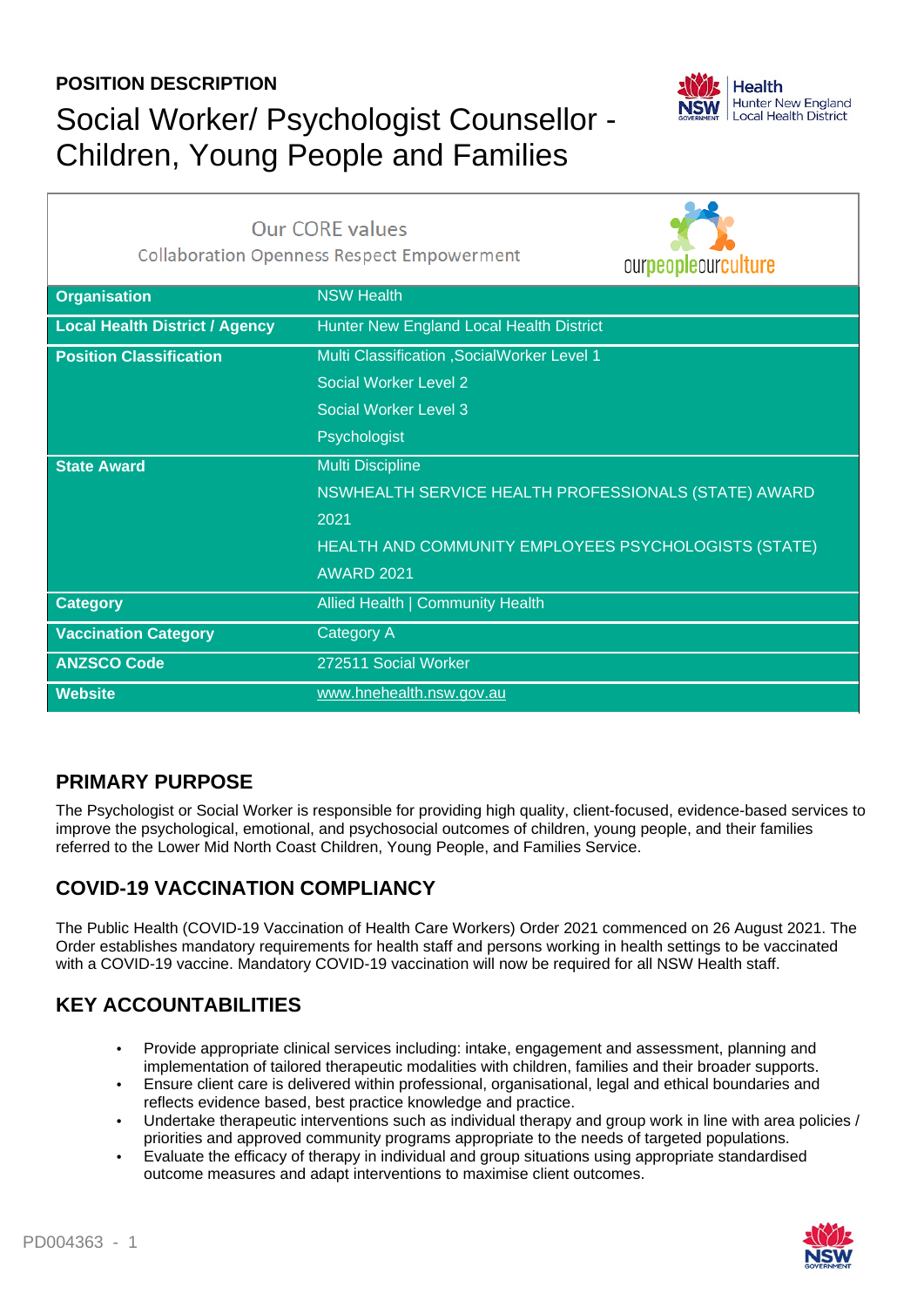**POSITION DESCRIPTION**

# Social Worker/ Psychologist Counsellor - Children, Young People and Families

Our CORE values

Collaboration Openness Respect Empowerment

ourpeopleourculture

| | |
|---|---|
| **Organisation** | NSW Health |
| **Local Health District / Agency** | Hunter New England Local Health District |
| **Position Classification** | Multi Classification ,SocialWorker Level 1<br>Social Worker Level 2<br>Social Worker Level 3<br>Psychologist |
| **State Award** | Multi Discipline<br>NSWHEALTH SERVICE HEALTH PROFESSIONALS (STATE) AWARD 2021<br>HEALTH AND COMMUNITY EMPLOYEES PSYCHOLOGISTS (STATE) AWARD 2021 |
| **Category** | Allied Health \| Community Health |
| **Vaccination Category** | Category A |
| **ANZSCO Code** | 272511 Social Worker |
| **Website** | www.hnehealth.nsw.gov.au |

## PRIMARY PURPOSE

The Psychologist or Social Worker is responsible for providing high quality, client-focused, evidence-based services to improve the psychological, emotional, and psychosocial outcomes of children, young people, and their families referred to the Lower Mid North Coast Children, Young People, and Families Service.

## COVID-19 VACCINATION COMPLIANCY

The Public Health (COVID-19 Vaccination of Health Care Workers) Order 2021 commenced on 26 August 2021. The Order establishes mandatory requirements for health staff and persons working in health settings to be vaccinated with a COVID-19 vaccine. Mandatory COVID-19 vaccination will now be required for all NSW Health staff.

## KEY ACCOUNTABILITIES

- Provide appropriate clinical services including: intake, engagement and assessment, planning and implementation of tailored therapeutic modalities with children, families and their broader supports.
- Ensure client care is delivered within professional, organisational, legal and ethical boundaries and reflects evidence based, best practice knowledge and practice.
- Undertake therapeutic interventions such as individual therapy and group work in line with area policies / priorities and approved community programs appropriate to the needs of targeted populations.
- Evaluate the efficacy of therapy in individual and group situations using appropriate standardised outcome measures and adapt interventions to maximise client outcomes.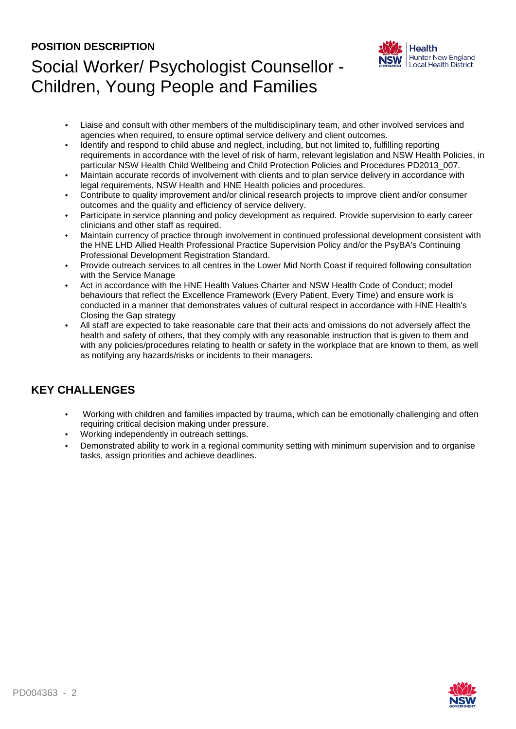- Liaise and consult with other members of the multidisciplinary team, and other involved services and agencies when required, to ensure optimal service delivery and client outcomes.
- Identify and respond to child abuse and neglect, including, but not limited to, fulfilling reporting requirements in accordance with the level of risk of harm, relevant legislation and NSW Health Policies, in particular NSW Health Child Wellbeing and Child Protection Policies and Procedures PD2013_007.
- Maintain accurate records of involvement with clients and to plan service delivery in accordance with legal requirements, NSW Health and HNE Health policies and procedures.
- Contribute to quality improvement and/or clinical research projects to improve client and/or consumer outcomes and the quality and efficiency of service delivery.
- Participate in service planning and policy development as required. Provide supervision to early career clinicians and other staff as required.
- Maintain currency of practice through involvement in continued professional development consistent with the HNE LHD Allied Health Professional Practice Supervision Policy and/or the PsyBA's Continuing Professional Development Registration Standard.
- Provide outreach services to all centres in the Lower Mid North Coast if required following consultation with the Service Manage
- Act in accordance with the HNE Health Values Charter and NSW Health Code of Conduct; model behaviours that reflect the Excellence Framework (Every Patient, Every Time) and ensure work is conducted in a manner that demonstrates values of cultural respect in accordance with HNE Health's Closing the Gap strategy
- All staff are expected to take reasonable care that their acts and omissions do not adversely affect the health and safety of others, that they comply with any reasonable instruction that is given to them and with any policies/procedures relating to health or safety in the workplace that are known to them, as well as notifying any hazards/risks or incidents to their managers.

## KEY CHALLENGES

- Working with children and families impacted by trauma, which can be emotionally challenging and often requiring critical decision making under pressure.
- Working independently in outreach settings.
- Demonstrated ability to work in a regional community setting with minimum supervision and to organise tasks, assign priorities and achieve deadlines.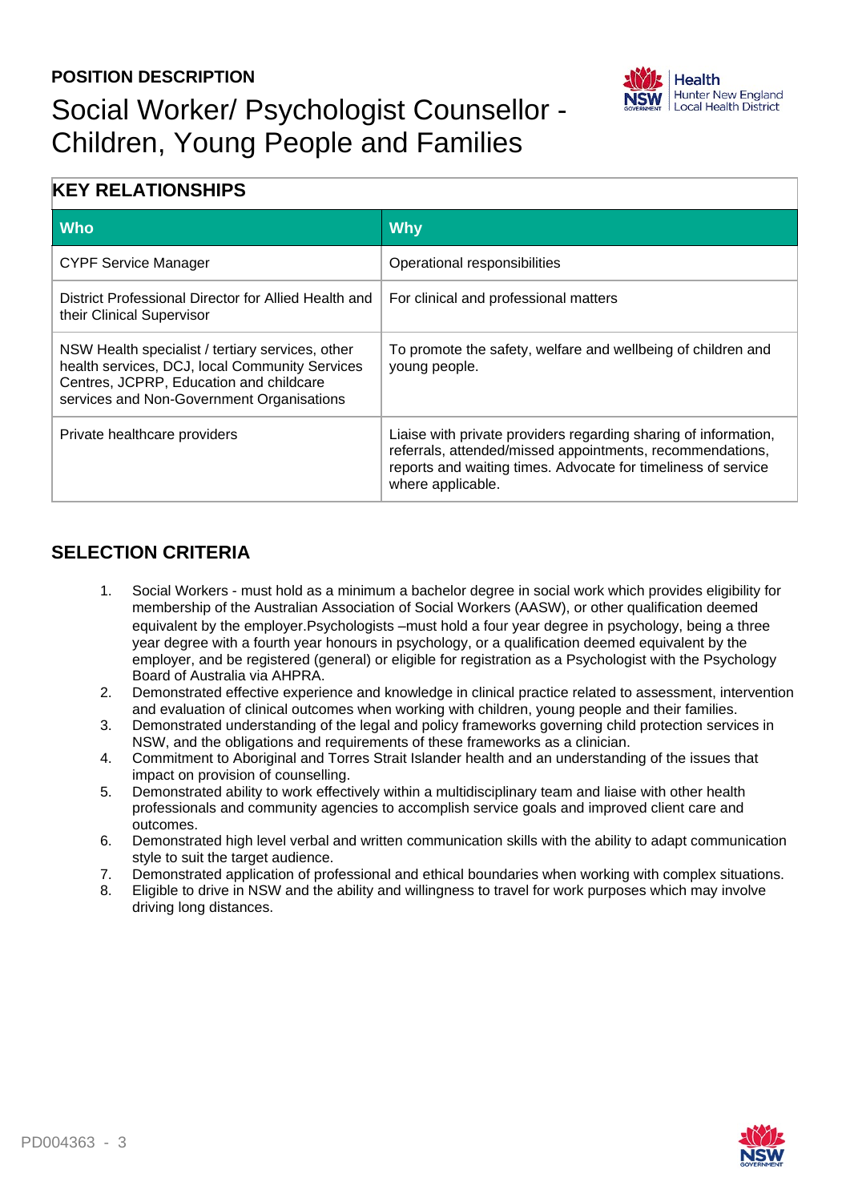**POSITION DESCRIPTION**

# Social Worker/ Psychologist Counsellor - Children, Young People and Families

## KEY RELATIONSHIPS

| Who | Why |
|---|---|
| CYPF Service Manager | Operational responsibilities |
| District Professional Director for Allied Health and their Clinical Supervisor | For clinical and professional matters |
| NSW Health specialist / tertiary services, other health services, DCJ, local Community Services Centres, JCPRP, Education and childcare services and Non-Government Organisations | To promote the safety, welfare and wellbeing of children and young people. |
| Private healthcare providers | Liaise with private providers regarding sharing of information, referrals, attended/missed appointments, recommendations, reports and waiting times. Advocate for timeliness of service where applicable. |

## SELECTION CRITERIA

1. Social Workers - must hold as a minimum a bachelor degree in social work which provides eligibility for membership of the Australian Association of Social Workers (AASW), or other qualification deemed equivalent by the employer.Psychologists –must hold a four year degree in psychology, being a three year degree with a fourth year honours in psychology, or a qualification deemed equivalent by the employer, and be registered (general) or eligible for registration as a Psychologist with the Psychology Board of Australia via AHPRA.
2. Demonstrated effective experience and knowledge in clinical practice related to assessment, intervention and evaluation of clinical outcomes when working with children, young people and their families.
3. Demonstrated understanding of the legal and policy frameworks governing child protection services in NSW, and the obligations and requirements of these frameworks as a clinician.
4. Commitment to Aboriginal and Torres Strait Islander health and an understanding of the issues that impact on provision of counselling.
5. Demonstrated ability to work effectively within a multidisciplinary team and liaise with other health professionals and community agencies to accomplish service goals and improved client care and outcomes.
6. Demonstrated high level verbal and written communication skills with the ability to adapt communication style to suit the target audience.
7. Demonstrated application of professional and ethical boundaries when working with complex situations.
8. Eligible to drive in NSW and the ability and willingness to travel for work purposes which may involve driving long distances.